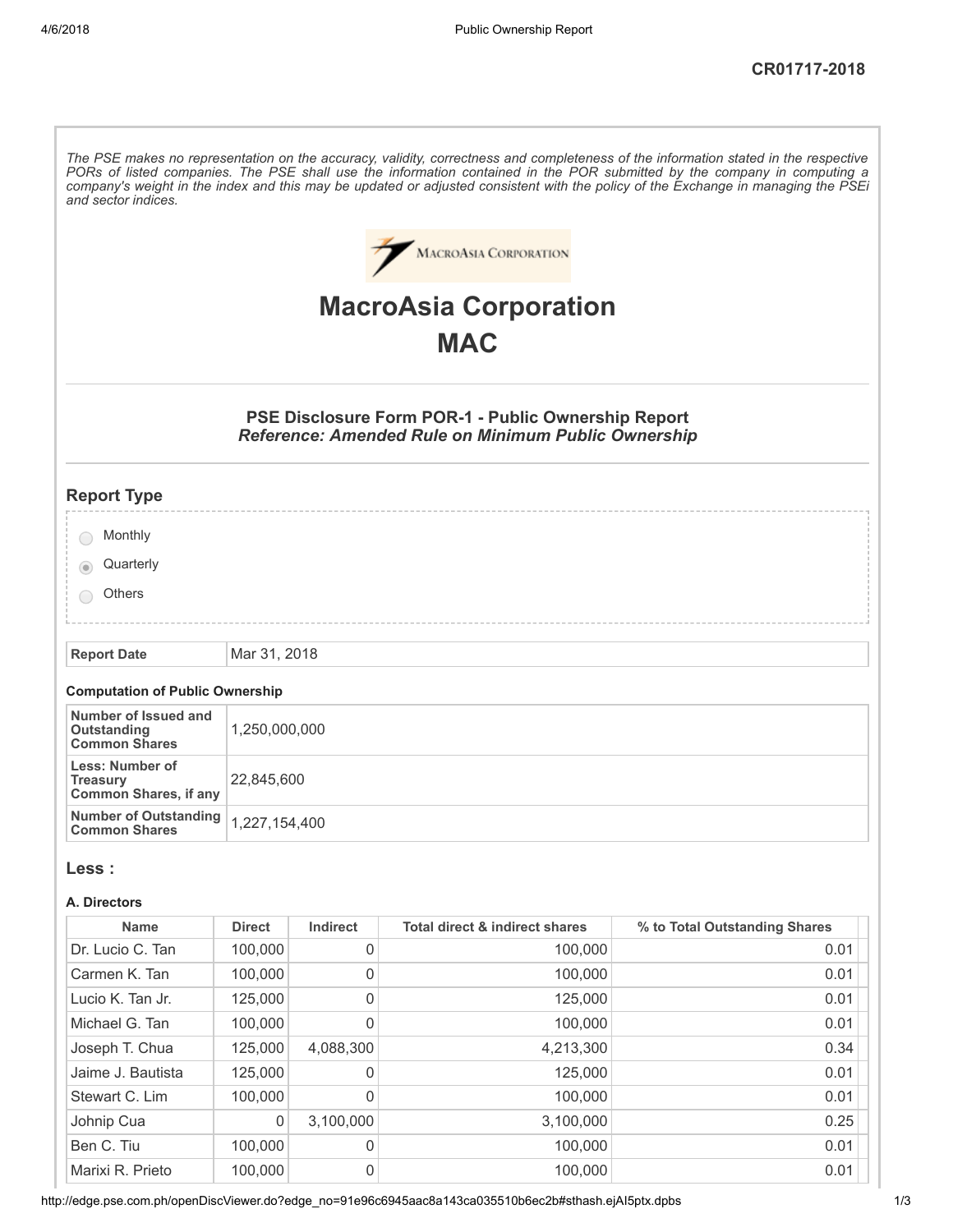CR01717-2018

*The PSE makes no representation on the accuracy, validity, correctness and completeness of the information stated in the respective PORs of listed companies. The PSE shall use the information contained in the POR submitted by the company in computing a company's weight in the index and this may be updated or adjusted consistent with the policy of the Exchange in managing the PSEi and sector indices.*

# MacroAsia Corporation

# MAC

## PSE Disclosure Form POR-1 - Public Ownership Report

### *Reference: Amended Rule on Minimum Public Ownership*

## Report Type

- ○ Monthly
- ◉ Quarterly
- ○ Others

| Report Date | Mar 31, 2018 |
|---|---|

#### Computation of Public Ownership

| | |
|---|---|
| Number of Issued and Outstanding Common Shares | 1,250,000,000 |
| Less: Number of Treasury Common Shares, if any | 22,845,600 |
| Number of Outstanding Common Shares | 1,227,154,400 |

## Less :

#### A. Directors

| Name | Direct | Indirect | Total direct & indirect shares | % to Total Outstanding Shares |
|---|---|---|---|---|
| Dr. Lucio C. Tan | 100,000 | 0 | 100,000 | 0.01 |
| Carmen K. Tan | 100,000 | 0 | 100,000 | 0.01 |
| Lucio K. Tan Jr. | 125,000 | 0 | 125,000 | 0.01 |
| Michael G. Tan | 100,000 | 0 | 100,000 | 0.01 |
| Joseph T. Chua | 125,000 | 4,088,300 | 4,213,300 | 0.34 |
| Jaime J. Bautista | 125,000 | 0 | 125,000 | 0.01 |
| Stewart C. Lim | 100,000 | 0 | 100,000 | 0.01 |
| Johnip Cua | 0 | 3,100,000 | 3,100,000 | 0.25 |
| Ben C. Tiu | 100,000 | 0 | 100,000 | 0.01 |
| Marixi R. Prieto | 100,000 | 0 | 100,000 | 0.01 |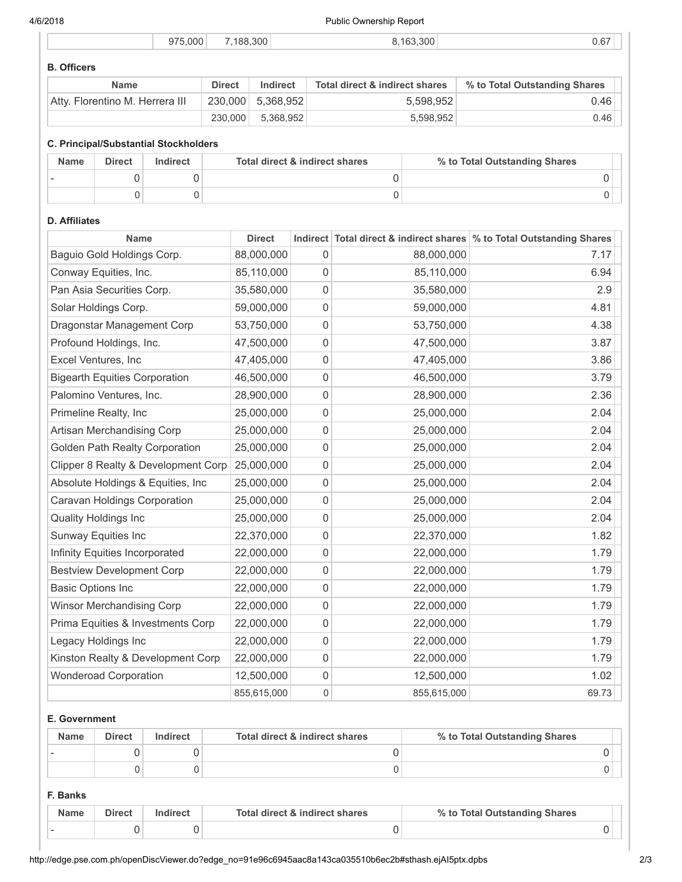| | 975,000 | 7,188,300 | 8,163,300 | 0.67 |
|---|---|---|---|---|

### B. Officers

| Name | Direct | Indirect | Total direct & indirect shares | % to Total Outstanding Shares |
|---|---|---|---|---|
| Atty. Florentino M. Herrera III | 230,000 | 5,368,952 | 5,598,952 | 0.46 |
| | 230,000 | 5,368,952 | 5,598,952 | 0.46 |

### C. Principal/Substantial Stockholders

| Name | Direct | Indirect | Total direct & indirect shares | % to Total Outstanding Shares |
|---|---|---|---|---|
| - | 0 | 0 | 0 | 0 |
| | 0 | 0 | 0 | 0 |

### D. Affiliates

| Name | Direct | Indirect | Total direct & indirect shares | % to Total Outstanding Shares |
|---|---|---|---|---|
| Baguio Gold Holdings Corp. | 88,000,000 | 0 | 88,000,000 | 7.17 |
| Conway Equities, Inc. | 85,110,000 | 0 | 85,110,000 | 6.94 |
| Pan Asia Securities Corp. | 35,580,000 | 0 | 35,580,000 | 2.9 |
| Solar Holdings Corp. | 59,000,000 | 0 | 59,000,000 | 4.81 |
| Dragonstar Management Corp | 53,750,000 | 0 | 53,750,000 | 4.38 |
| Profound Holdings, Inc. | 47,500,000 | 0 | 47,500,000 | 3.87 |
| Excel Ventures, Inc | 47,405,000 | 0 | 47,405,000 | 3.86 |
| Bigearth Equities Corporation | 46,500,000 | 0 | 46,500,000 | 3.79 |
| Palomino Ventures, Inc. | 28,900,000 | 0 | 28,900,000 | 2.36 |
| Primeline Realty, Inc | 25,000,000 | 0 | 25,000,000 | 2.04 |
| Artisan Merchandising Corp | 25,000,000 | 0 | 25,000,000 | 2.04 |
| Golden Path Realty Corporation | 25,000,000 | 0 | 25,000,000 | 2.04 |
| Clipper 8 Realty & Development Corp | 25,000,000 | 0 | 25,000,000 | 2.04 |
| Absolute Holdings & Equities, Inc | 25,000,000 | 0 | 25,000,000 | 2.04 |
| Caravan Holdings Corporation | 25,000,000 | 0 | 25,000,000 | 2.04 |
| Quality Holdings Inc | 25,000,000 | 0 | 25,000,000 | 2.04 |
| Sunway Equities Inc | 22,370,000 | 0 | 22,370,000 | 1.82 |
| Infinity Equities Incorporated | 22,000,000 | 0 | 22,000,000 | 1.79 |
| Bestview Development Corp | 22,000,000 | 0 | 22,000,000 | 1.79 |
| Basic Options Inc | 22,000,000 | 0 | 22,000,000 | 1.79 |
| Winsor Merchandising Corp | 22,000,000 | 0 | 22,000,000 | 1.79 |
| Prima Equities & Investments Corp | 22,000,000 | 0 | 22,000,000 | 1.79 |
| Legacy Holdings Inc | 22,000,000 | 0 | 22,000,000 | 1.79 |
| Kinston Realty & Development Corp | 22,000,000 | 0 | 22,000,000 | 1.79 |
| Wonderoad Corporation | 12,500,000 | 0 | 12,500,000 | 1.02 |
| | 855,615,000 | 0 | 855,615,000 | 69.73 |

### E. Government

| Name | Direct | Indirect | Total direct & indirect shares | % to Total Outstanding Shares |
|---|---|---|---|---|
| - | 0 | 0 | 0 | 0 |
| | 0 | 0 | 0 | 0 |

### F. Banks

| Name | Direct | Indirect | Total direct & indirect shares | % to Total Outstanding Shares |
|---|---|---|---|---|
| - | 0 | 0 | 0 | 0 |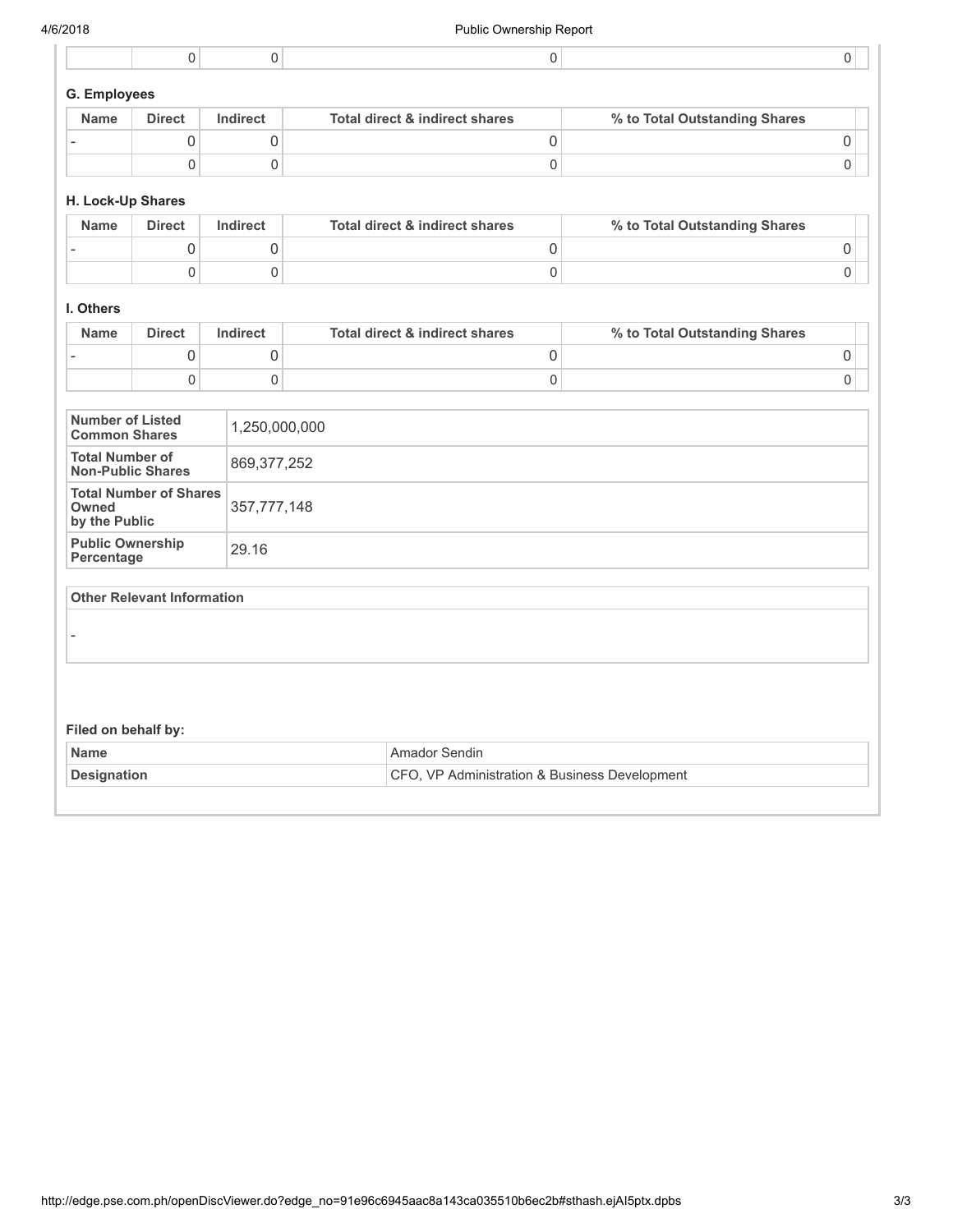| | | | | |
|---|---|---|---|---|
| | 0 | 0 | 0 | 0 |

### G. Employees

| Name | Direct | Indirect | Total direct & indirect shares | % to Total Outstanding Shares |
|---|---|---|---|---|
| - | 0 | 0 | 0 | 0 |
| | 0 | 0 | 0 | 0 |

### H. Lock-Up Shares

| Name | Direct | Indirect | Total direct & indirect shares | % to Total Outstanding Shares |
|---|---|---|---|---|
| - | 0 | 0 | 0 | 0 |
| | 0 | 0 | 0 | 0 |

### I. Others

| Name | Direct | Indirect | Total direct & indirect shares | % to Total Outstanding Shares |
|---|---|---|---|---|
| - | 0 | 0 | 0 | 0 |
| | 0 | 0 | 0 | 0 |

| | |
|---|---|
| **Number of Listed Common Shares** | 1,250,000,000 |
| **Total Number of Non-Public Shares** | 869,377,252 |
| **Total Number of Shares Owned by the Public** | 357,777,148 |
| **Public Ownership Percentage** | 29.16 |

| Other Relevant Information |
|---|
| - |

**Filed on behalf by:**

| | |
|---|---|
| **Name** | Amador Sendin |
| **Designation** | CFO, VP Administration & Business Development |